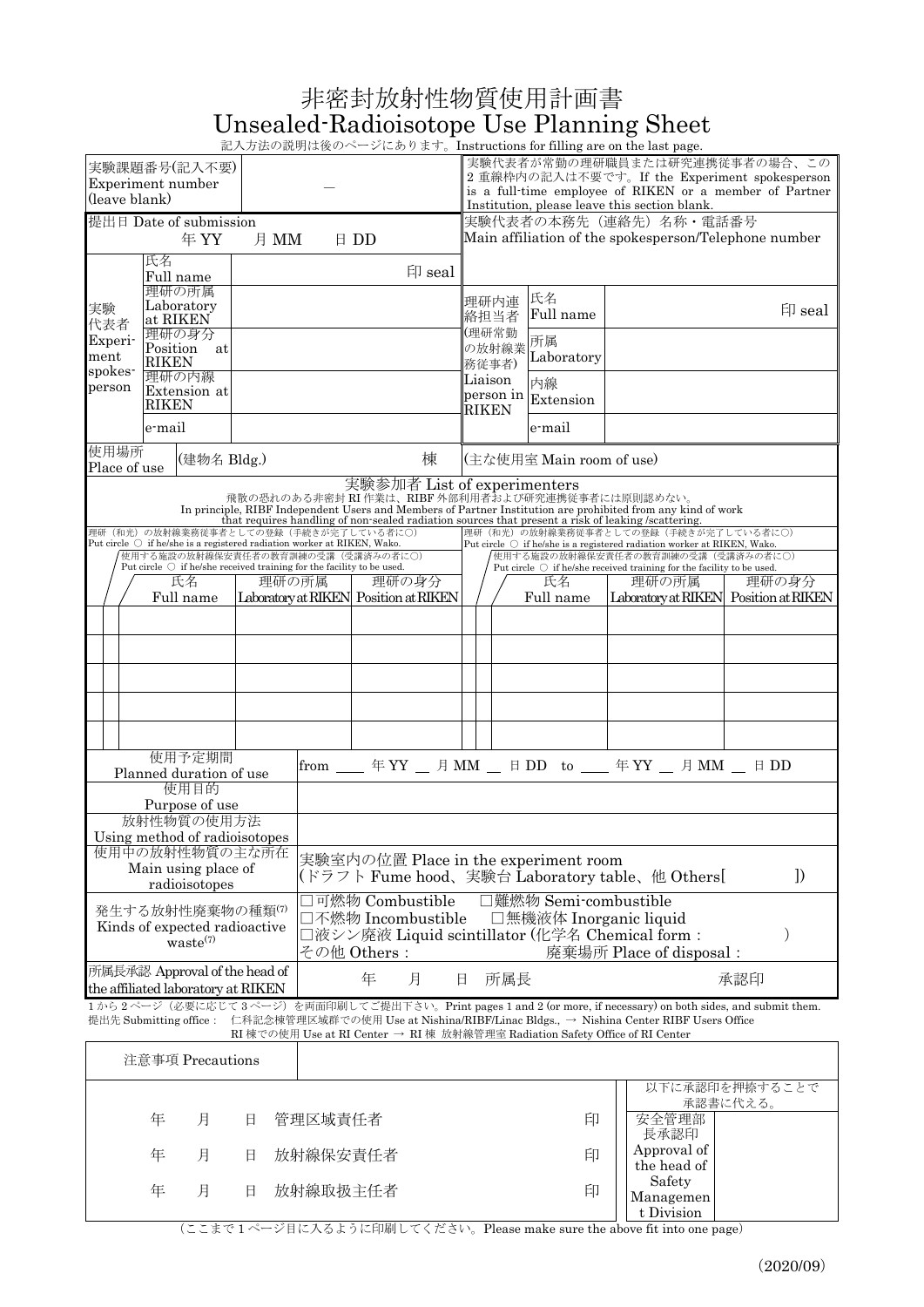# 非密封放射性物質使用計画書
# Unsealed-Radioisotope Use Planning Sheet

記入方法の説明は後のページにあります。Instructions for filling are on the last page.

| 実験課題番号(記入不要) Experiment number (leave blank) | — | 実験代表者が常勤の理研職員または研究連携従事者の場合、この２重線枠内の記入は不要です。If the Experiment spokesperson is a full-time employee of RIKEN or a member of Partner Institution, please leave this section blank. | |
|---|---|---|---|
| 提出日 Date of submission | 年 YY　月 MM　日 DD | 実験代表者の本務先（連絡先）名称・電話番号 Main affiliation of the spokesperson/Telephone number | |
| 実験代表者 Experiment spokesperson　氏名 Full name | 印 seal | | |
| 理研の所属 Laboratory at RIKEN | | 理研内連絡担当者(理研常勤の放射線業務従事者) Liaison person in RIKEN　氏名 Full name | 印 seal |
| 理研の身分 Position at RIKEN | | 所属 Laboratory | |
| 理研の内線 Extension at RIKEN | | 内線 Extension | |
| e-mail | | e-mail | |
| 使用場所 Place of use | (建物名 Bldg.)　　棟 | (主な使用室 Main room of use) | |

## 実験参加者 List of experimenters

飛散の恐れのある非密封 RI 作業は、RIBF 外部利用者および研究連携従事者には原則認めない。
In principle, RIBF Independent Users and Members of Partner Institution are prohibited from any kind of work that requires handling of non-sealed radiation sources that present a risk of leaking /scattering.

理研（和光）の放射線業務従事者としての登録（手続きが完了している者に○） Put circle ○ if he/she is a registered radiation worker at RIKEN, Wako.
使用する施設の放射線保安責任者の教育訓練の受講（受講済みの者に○） Put circle ○ if he/she received training for the facility to be used.

| 登録 | 受講 | 氏名 Full name | 理研の所属 Laboratory at RIKEN | 理研の身分 Position at RIKEN | 登録 | 受講 | 氏名 Full name | 理研の所属 Laboratory at RIKEN | 理研の身分 Position at RIKEN |
|---|---|---|---|---|---|---|---|---|---|
| | | | | | | | | | |
| | | | | | | | | | |
| | | | | | | | | | |
| | | | | | | | | | |
| | | | | | | | | | |

| 項目 | 内容 |
|---|---|
| 使用予定期間 Planned duration of use | from ＿＿ 年 YY ＿ 月 MM ＿ 日 DD　to ＿＿ 年 YY ＿ 月 MM ＿ 日 DD |
| 使用目的 Purpose of use | |
| 放射性物質の使用方法 Using method of radioisotopes | |
| 使用中の放射性物質の主な所在 Main using place of radioisotopes | 実験室内の位置 Place in the experiment room (ドラフト Fume hood、実験台 Laboratory table、他 Others[　　]) |
| 発生する放射性廃棄物の種類(7) Kinds of expected radioactive waste(7) | □可燃物 Combustible　□難燃物 Semi-combustible<br>□不燃物 Incombustible　□無機液体 Inorganic liquid<br>□液シン廃液 Liquid scintillator (化学名 Chemical form :　　)<br>その他 Others :　　廃棄場所 Place of disposal : |
| 所属長承認 Approval of the head of the affiliated laboratory at RIKEN | 年　月　日　所属長　　承認印 |

1 から 2 ページ（必要に応じて 3 ページ）を両面印刷してご提出下さい。Print pages 1 and 2 (or more, if necessary) on both sides, and submit them.
提出先 Submitting office :　仁科記念棟管理区域群での使用 Use at Nishina/RIBF/Linac Bldgs., → Nishina Center RIBF Users Office
RI 棟での使用 Use at RI Center → RI 棟 放射線管理室 Radiation Safety Office of RI Center

| 注意事項 Precautions | | | |
|---|---|---|---|
| 年　月　日　管理区域責任者 | 印 | 以下に承認印を押捺することで承認書に代える。 | |
| 年　月　日　放射線保安責任者 | 印 | 安全管理部長承認印 Approval of the head of Safety Management Division | |
| 年　月　日　放射線取扱主任者 | 印 | | |

（ここまで 1 ページ目に入るように印刷してください。Please make sure the above fit into one page）

(2020/09)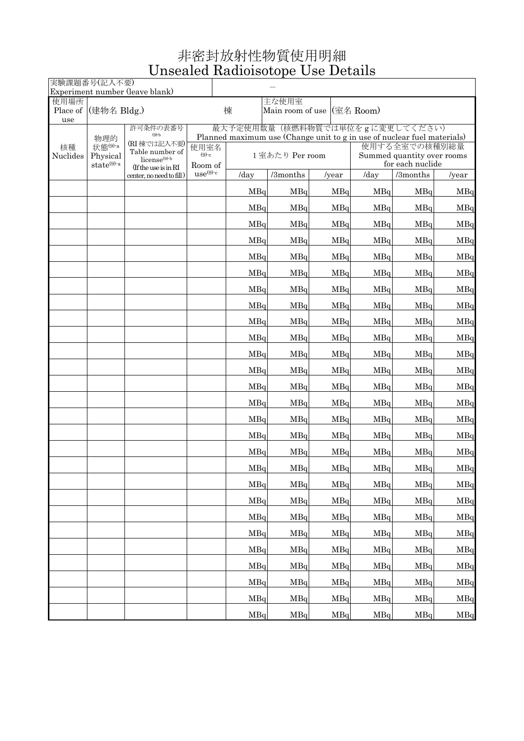# 非密封放射性物質使用明細
# Unsealed Radioisotope Use Details

| 実験課題番号(記入不要) Experiment number (leave blank) | － |
|---|---|

| 使用場所 Place of use | (建物名 Bldg.) 棟 | 主な使用室 Main room of use | (室名 Room) |
|---|---|---|---|

| 核種 Nuclides | 物理的状態(9)-a Physical state(9)-a | 許可条件の表番号(9)-b (RI棟では記入不要) Table number of license(9)-b (If the use is in RI center, no need to fill) | 最大予定使用数量（核燃料物質では単位をgに変更してください） Planned maximum use (Change unit to g in use of nuclear fuel materials) | | | | | | |
|---|---|---|---|---|---|---|---|---|---|
| | | | 使用室名(9)-c Room of use(9)-c | 1室あたり Per room | | | 使用する全室での核種別総量 Summed quantity over rooms for each nuclide | | |
| | | | | /day | /3months | /year | /day | /3months | /year |
| | | | | MBq | MBq | MBq | MBq | MBq | MBq |
| | | | | MBq | MBq | MBq | MBq | MBq | MBq |
| | | | | MBq | MBq | MBq | MBq | MBq | MBq |
| | | | | MBq | MBq | MBq | MBq | MBq | MBq |
| | | | | MBq | MBq | MBq | MBq | MBq | MBq |
| | | | | MBq | MBq | MBq | MBq | MBq | MBq |
| | | | | MBq | MBq | MBq | MBq | MBq | MBq |
| | | | | MBq | MBq | MBq | MBq | MBq | MBq |
| | | | | MBq | MBq | MBq | MBq | MBq | MBq |
| | | | | MBq | MBq | MBq | MBq | MBq | MBq |
| | | | | MBq | MBq | MBq | MBq | MBq | MBq |
| | | | | MBq | MBq | MBq | MBq | MBq | MBq |
| | | | | MBq | MBq | MBq | MBq | MBq | MBq |
| | | | | MBq | MBq | MBq | MBq | MBq | MBq |
| | | | | MBq | MBq | MBq | MBq | MBq | MBq |
| | | | | MBq | MBq | MBq | MBq | MBq | MBq |
| | | | | MBq | MBq | MBq | MBq | MBq | MBq |
| | | | | MBq | MBq | MBq | MBq | MBq | MBq |
| | | | | MBq | MBq | MBq | MBq | MBq | MBq |
| | | | | MBq | MBq | MBq | MBq | MBq | MBq |
| | | | | MBq | MBq | MBq | MBq | MBq | MBq |
| | | | | MBq | MBq | MBq | MBq | MBq | MBq |
| | | | | MBq | MBq | MBq | MBq | MBq | MBq |
| | | | | MBq | MBq | MBq | MBq | MBq | MBq |
| | | | | MBq | MBq | MBq | MBq | MBq | MBq |
| | | | | MBq | MBq | MBq | MBq | MBq | MBq |
| | | | | MBq | MBq | MBq | MBq | MBq | MBq |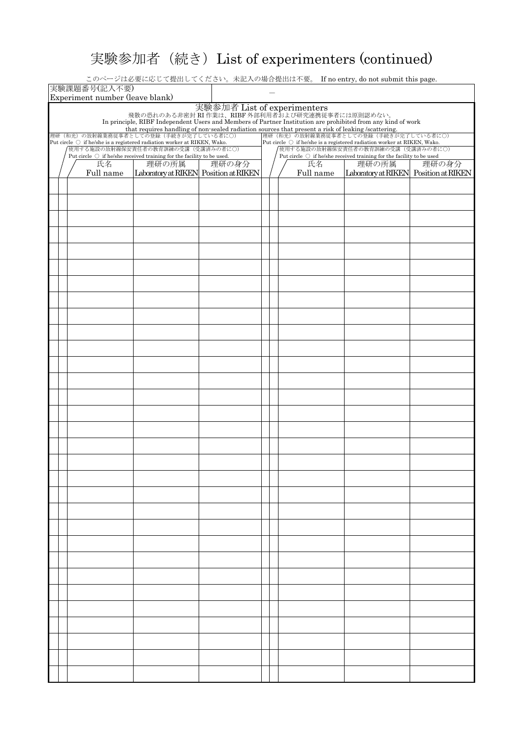# 実験参加者（続き）List of experimenters (continued)

このページは必要に応じて提出してください。未記入の場合提出は不要。 If no entry, do not submit this page.

| 実験課題番号(記入不要) Experiment number (leave blank) | － |
|---|---|

## 実験参加者 List of experimenters

飛散の恐れのある非密封 RI 作業は、RIBF 外部利用者および研究連携従事者には原則認めない。
In principle, RIBF Independent Users and Members of Partner Institution are prohibited from any kind of work that requires handling of non-sealed radiation sources that present a risk of leaking /scattering.

| 理研（和光）の放射線業務従事者としての登録（手続きが完了している者に○） Put circle ○ if he/she is a registered radiation worker at RIKEN, Wako. | 使用する施設の放射線保安責任者の教育訓練の受講（受講済みの者に○） Put circle ○ if he/she received training for the facility to be used. | 氏名 Full name | 理研の所属 Laboratory at RIKEN | 理研の身分 Position at RIKEN | 理研（和光）の放射線業務従事者としての登録（手続きが完了している者に○） Put circle ○ if he/she is a registered radiation worker at RIKEN, Wako. | 使用する施設の放射線保安責任者の教育訓練の受講（受講済みの者に○） Put circle ○ if he/she received training for the facility to be used | 氏名 Full name | 理研の所属 Laboratory at RIKEN | 理研の身分 Position at RIKEN |
|---|---|---|---|---|---|---|---|---|---|
| | | | | | | | | | |
| | | | | | | | | | |
| | | | | | | | | | |
| | | | | | | | | | |
| | | | | | | | | | |
| | | | | | | | | | |
| | | | | | | | | | |
| | | | | | | | | | |
| | | | | | | | | | |
| | | | | | | | | | |
| | | | | | | | | | |
| | | | | | | | | | |
| | | | | | | | | | |
| | | | | | | | | | |
| | | | | | | | | | |
| | | | | | | | | | |
| | | | | | | | | | |
| | | | | | | | | | |
| | | | | | | | | | |
| | | | | | | | | | |
| | | | | | | | | | |
| | | | | | | | | | |
| | | | | | | | | | |
| | | | | | | | | | |
| | | | | | | | | | |
| | | | | | | | | | |
| | | | | | | | | | |
| | | | | | | | | | |
| | | | | | | | | | |
| | | | | | | | | | |
| | | | | | | | | | |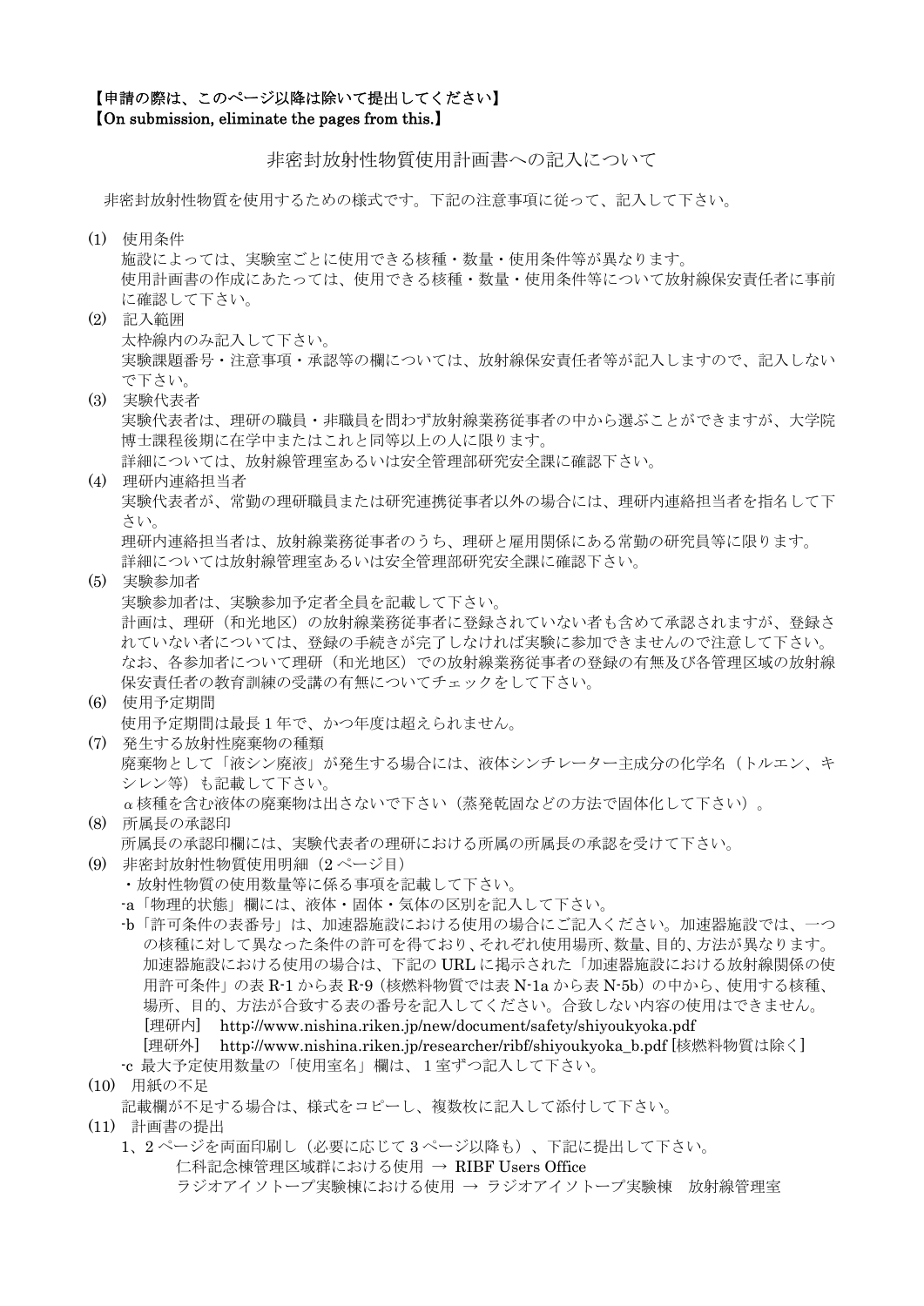**【申請の際は、このページ以降は除いて提出してください】**
**【On submission, eliminate the pages from this.】**

# 非密封放射性物質使用計画書への記入について

非密封放射性物質を使用するための様式です。下記の注意事項に従って、記入して下さい。

(1) 使用条件
施設によっては、実験室ごとに使用できる核種・数量・使用条件等が異なります。
使用計画書の作成にあたっては、使用できる核種・数量・使用条件等について放射線保安責任者に事前に確認して下さい。

(2) 記入範囲
太枠線内のみ記入して下さい。
実験課題番号・注意事項・承認等の欄については、放射線保安責任者等が記入しますので、記入しないで下さい。

(3) 実験代表者
実験代表者は、理研の職員・非職員を問わず放射線業務従事者の中から選ぶことができますが、大学院博士課程後期に在学中またはこれと同等以上の人に限ります。
詳細については、放射線管理室あるいは安全管理部研究安全課に確認下さい。

(4) 理研内連絡担当者
実験代表者が、常勤の理研職員または研究連携従事者以外の場合には、理研内連絡担当者を指名して下さい。
理研内連絡担当者は、放射線業務従事者のうち、理研と雇用関係にある常勤の研究員等に限ります。
詳細については放射線管理室あるいは安全管理部研究安全課に確認下さい。

(5) 実験参加者
実験参加者は、実験参加予定者全員を記載して下さい。
計画は、理研（和光地区）の放射線業務従事者に登録されていない者も含めて承認されますが、登録されていない者については、登録の手続きが完了しなければ実験に参加できませんので注意して下さい。
なお、各参加者について理研（和光地区）での放射線業務従事者の登録の有無及び各管理区域の放射線保安責任者の教育訓練の受講の有無についてチェックをして下さい。

(6) 使用予定期間
使用予定期間は最長 1 年で、かつ年度は超えられません。

(7) 発生する放射性廃棄物の種類
廃棄物として「液シン廃液」が発生する場合には、液体シンチレーター主成分の化学名（トルエン、キシレン等）も記載して下さい。
α核種を含む液体の廃棄物は出さないで下さい（蒸発乾固などの方法で固体化して下さい）。

(8) 所属長の承認印
所属長の承認印欄には、実験代表者の理研における所属の所属長の承認を受けて下さい。

(9) 非密封放射性物質使用明細（2 ページ目）
・放射性物質の使用数量等に係る事項を記載して下さい。
-a「物理的状態」欄には、液体・固体・気体の区別を記入して下さい。
-b「許可条件の表番号」は、加速器施設における使用の場合にご記入ください。加速器施設では、一つの核種に対して異なった条件の許可を得ており、それぞれ使用場所、数量、目的、方法が異なります。加速器施設における使用の場合は、下記の URL に掲示された「加速器施設における放射線関係の使用許可条件」の表 R-1 から表 R-9（核燃料物質では表 N-1a から表 N-5b）の中から、使用する核種、場所、目的、方法が合致する表の番号を記入してください。合致しない内容の使用はできません。
[理研内]　http://www.nishina.riken.jp/new/document/safety/shiyoukyoka.pdf
[理研外]　http://www.nishina.riken.jp/researcher/ribf/shiyoukyoka_b.pdf [核燃料物質は除く]
-c 最大予定使用数量の「使用室名」欄は、１室ずつ記入して下さい。

(10) 用紙の不足
記載欄が不足する場合は、様式をコピーし、複数枚に記入して添付して下さい。

(11) 計画書の提出
1、2 ページを両面印刷し（必要に応じて 3 ページ以降も）、下記に提出して下さい。
仁科記念棟管理区域群における使用 → RIBF Users Office
ラジオアイソトープ実験棟における使用 → ラジオアイソトープ実験棟　放射線管理室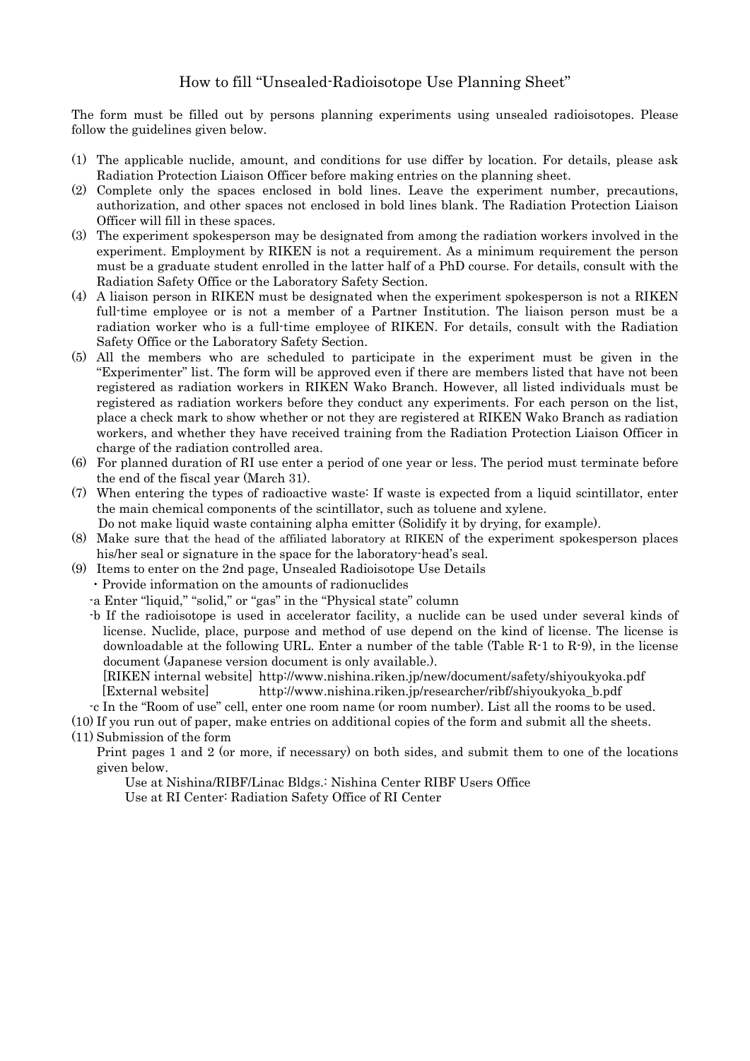# How to fill "Unsealed-Radioisotope Use Planning Sheet"

The form must be filled out by persons planning experiments using unsealed radioisotopes. Please follow the guidelines given below.

(1) The applicable nuclide, amount, and conditions for use differ by location. For details, please ask Radiation Protection Liaison Officer before making entries on the planning sheet.

(2) Complete only the spaces enclosed in bold lines. Leave the experiment number, precautions, authorization, and other spaces not enclosed in bold lines blank. The Radiation Protection Liaison Officer will fill in these spaces.

(3) The experiment spokesperson may be designated from among the radiation workers involved in the experiment. Employment by RIKEN is not a requirement. As a minimum requirement the person must be a graduate student enrolled in the latter half of a PhD course. For details, consult with the Radiation Safety Office or the Laboratory Safety Section.

(4) A liaison person in RIKEN must be designated when the experiment spokesperson is not a RIKEN full-time employee or is not a member of a Partner Institution. The liaison person must be a radiation worker who is a full-time employee of RIKEN. For details, consult with the Radiation Safety Office or the Laboratory Safety Section.

(5) All the members who are scheduled to participate in the experiment must be given in the "Experimenter" list. The form will be approved even if there are members listed that have not been registered as radiation workers in RIKEN Wako Branch. However, all listed individuals must be registered as radiation workers before they conduct any experiments. For each person on the list, place a check mark to show whether or not they are registered at RIKEN Wako Branch as radiation workers, and whether they have received training from the Radiation Protection Liaison Officer in charge of the radiation controlled area.

(6) For planned duration of RI use enter a period of one year or less. The period must terminate before the end of the fiscal year (March 31).

(7) When entering the types of radioactive waste: If waste is expected from a liquid scintillator, enter the main chemical components of the scintillator, such as toluene and xylene.
Do not make liquid waste containing alpha emitter (Solidify it by drying, for example).

(8) Make sure that the head of the affiliated laboratory at RIKEN of the experiment spokesperson places his/her seal or signature in the space for the laboratory-head's seal.

(9) Items to enter on the 2nd page, Unsealed Radioisotope Use Details
  ・Provide information on the amounts of radionuclides
  -a Enter "liquid," "solid," or "gas" in the "Physical state" column
  -b If the radioisotope is used in accelerator facility, a nuclide can be used under several kinds of license. Nuclide, place, purpose and method of use depend on the kind of license. The license is downloadable at the following URL. Enter a number of the table (Table R-1 to R-9), in the license document (Japanese version document is only available.).
  [RIKEN internal website] http://www.nishina.riken.jp/new/document/safety/shiyoukyoka.pdf
  [External website] http://www.nishina.riken.jp/researcher/ribf/shiyoukyoka_b.pdf
  -c In the "Room of use" cell, enter one room name (or room number). List all the rooms to be used.

(10) If you run out of paper, make entries on additional copies of the form and submit all the sheets.

(11) Submission of the form
Print pages 1 and 2 (or more, if necessary) on both sides, and submit them to one of the locations given below.
  Use at Nishina/RIBF/Linac Bldgs.: Nishina Center RIBF Users Office
  Use at RI Center: Radiation Safety Office of RI Center